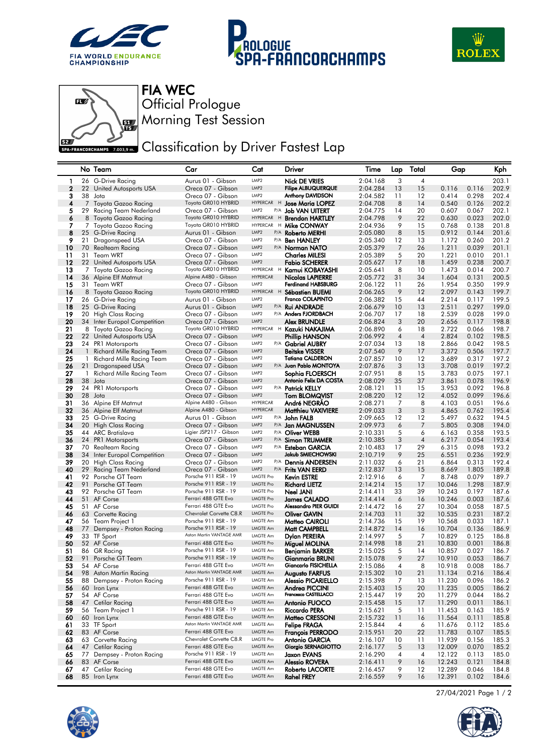# FIA WEC

## Official Prologue
## Morning Test Session

## Classification by Driver Fastest Lap

| | No | Team | Car | Cat | | Driver | Time | Lap | Total | Gap | | Kph |
|---|---|---|---|---|---|---|---|---|---|---|---|---|
| 1 | 26 | G-Drive Racing | Aurus 01 - Gibson | LMP2 | | Nick DE VRIES | 2:04.168 | 3 | 4 | | | 203.1 |
| 2 | 22 | United Autosports USA | Oreca 07 - Gibson | LMP2 | | Filipe ALBUQUERQUE | 2:04.284 | 13 | 15 | 0.116 | 0.116 | 202.9 |
| 3 | 38 | Jota | Oreca 07 - Gibson | LMP2 | | Anthony DAVIDSON | 2:04.582 | 11 | 12 | 0.414 | 0.298 | 202.4 |
| 4 | 7 | Toyota Gazoo Racing | Toyota GR010 HYBRID | HYPERCAR | H | Jose Maria LOPEZ | 2:04.708 | 8 | 14 | 0.540 | 0.126 | 202.2 |
| 5 | 29 | Racing Team Nederland | Oreca 07 - Gibson | LMP2 | P/A | Job VAN UITERT | 2:04.775 | 14 | 20 | 0.607 | 0.067 | 202.1 |
| 6 | 8 | Toyota Gazoo Racing | Toyota GR010 HYBRID | HYPERCAR | H | Brendon HARTLEY | 2:04.798 | 9 | 22 | 0.630 | 0.023 | 202.0 |
| 7 | 7 | Toyota Gazoo Racing | Toyota GR010 HYBRID | HYPERCAR | H | Mike CONWAY | 2:04.936 | 9 | 15 | 0.768 | 0.138 | 201.8 |
| 8 | 25 | G-Drive Racing | Aurus 01 - Gibson | LMP2 | P/A | Roberto MERHI | 2:05.080 | 8 | 15 | 0.912 | 0.144 | 201.6 |
| 9 | 21 | Dragonspeed USA | Oreca 07 - Gibson | LMP2 | P/A | Ben HANLEY | 2:05.340 | 12 | 13 | 1.172 | 0.260 | 201.2 |
| 10 | 70 | Realteam Racing | Oreca 07 - Gibson | LMP2 | P/A | Norman NATO | 2:05.379 | 7 | 26 | 1.211 | 0.039 | 201.1 |
| 11 | 31 | Team WRT | Oreca 07 - Gibson | LMP2 | | Charles MILESI | 2:05.389 | 5 | 20 | 1.221 | 0.010 | 201.1 |
| 12 | 22 | United Autosports USA | Oreca 07 - Gibson | LMP2 | | Fabio SCHERER | 2:05.627 | 17 | 18 | 1.459 | 0.238 | 200.7 |
| 13 | 7 | Toyota Gazoo Racing | Toyota GR010 HYBRID | HYPERCAR | H | Kamui KOBAYASHI | 2:05.641 | 8 | 10 | 1.473 | 0.014 | 200.7 |
| 14 | 36 | Alpine Elf Matmut | Alpine A480 - Gibson | HYPERCAR | | Nicolas LAPIERRE | 2:05.772 | 31 | 34 | 1.604 | 0.131 | 200.5 |
| 15 | 31 | Team WRT | Oreca 07 - Gibson | LMP2 | | Ferdinand HABSBURG | 2:06.122 | 11 | 26 | 1.954 | 0.350 | 199.9 |
| 16 | 8 | Toyota Gazoo Racing | Toyota GR010 HYBRID | HYPERCAR | H | Sébastien BUEMI | 2:06.265 | 9 | 12 | 2.097 | 0.143 | 199.7 |
| 17 | 26 | G-Drive Racing | Aurus 01 - Gibson | LMP2 | | Franco COLAPINTO | 2:06.382 | 15 | 44 | 2.214 | 0.117 | 199.5 |
| 18 | 25 | G-Drive Racing | Aurus 01 - Gibson | LMP2 | P/A | Rui ANDRADE | 2:06.679 | 10 | 13 | 2.511 | 0.297 | 199.0 |
| 19 | 20 | High Class Racing | Oreca 07 - Gibson | LMP2 | P/A | Anders FJORDBACH | 2:06.707 | 17 | 18 | 2.539 | 0.028 | 199.0 |
| 20 | 34 | Inter Europol Competition | Oreca 07 - Gibson | LMP2 | | Alex BRUNDLE | 2:06.824 | 3 | 20 | 2.656 | 0.117 | 198.8 |
| 21 | 8 | Toyota Gazoo Racing | Toyota GR010 HYBRID | HYPERCAR | H | Kazuki NAKAJIMA | 2:06.890 | 6 | 18 | 2.722 | 0.066 | 198.7 |
| 22 | 22 | United Autosports USA | Oreca 07 - Gibson | LMP2 | | Phillip HANSON | 2:06.992 | 4 | 4 | 2.824 | 0.102 | 198.5 |
| 23 | 24 | PR1 Motorsports | Oreca 07 - Gibson | LMP2 | P/A | Gabriel AUBRY | 2:07.034 | 13 | 18 | 2.866 | 0.042 | 198.5 |
| 24 | 1 | Richard Mille Racing Team | Oreca 07 - Gibson | LMP2 | | Beitske VISSER | 2:07.540 | 9 | 17 | 3.372 | 0.506 | 197.7 |
| 25 | 1 | Richard Mille Racing Team | Oreca 07 - Gibson | LMP2 | | Tatiana CALDERON | 2:07.857 | 10 | 12 | 3.689 | 0.317 | 197.2 |
| 26 | 21 | Dragonspeed USA | Oreca 07 - Gibson | LMP2 | P/A | Juan Pablo MONTOYA | 2:07.876 | 3 | 13 | 3.708 | 0.019 | 197.2 |
| 27 | 1 | Richard Mille Racing Team | Oreca 07 - Gibson | LMP2 | | Sophia FLOERSCH | 2:07.951 | 8 | 15 | 3.783 | 0.075 | 197.1 |
| 28 | 38 | Jota | Oreca 07 - Gibson | LMP2 | | Antonio Felix DA COSTA | 2:08.029 | 35 | 37 | 3.861 | 0.078 | 196.9 |
| 29 | 24 | PR1 Motorsports | Oreca 07 - Gibson | LMP2 | P/A | Patrick KELLY | 2:08.121 | 11 | 15 | 3.953 | 0.092 | 196.8 |
| 30 | 28 | Jota | Oreca 07 - Gibson | LMP2 | | Tom BLOMQVIST | 2:08.220 | 12 | 12 | 4.052 | 0.099 | 196.6 |
| 31 | 36 | Alpine Elf Matmut | Alpine A480 - Gibson | HYPERCAR | | André NEGRÃO | 2:08.271 | 7 | 8 | 4.103 | 0.051 | 196.6 |
| 32 | 36 | Alpine Elf Matmut | Alpine A480 - Gibson | HYPERCAR | | Matthieu VAXIVIERE | 2:09.033 | 3 | 3 | 4.865 | 0.762 | 195.4 |
| 33 | 25 | G-Drive Racing | Aurus 01 - Gibson | LMP2 | P/A | John FALB | 2:09.665 | 12 | 12 | 5.497 | 0.632 | 194.5 |
| 34 | 20 | High Class Racing | Oreca 07 - Gibson | LMP2 | P/A | Jan MAGNUSSEN | 2:09.973 | 6 | 7 | 5.805 | 0.308 | 194.0 |
| 35 | 44 | ARC Bratislava | Ligier JSP217 - Gibson | LMP2 | P/A | Oliver WEBB | 2:10.331 | 5 | 6 | 6.163 | 0.358 | 193.5 |
| 36 | 24 | PR1 Motorsports | Oreca 07 - Gibson | LMP2 | P/A | Simon TRUMMER | 2:10.385 | 3 | 4 | 6.217 | 0.054 | 193.4 |
| 37 | 70 | Realteam Racing | Oreca 07 - Gibson | LMP2 | P/A | Esteban GARCIA | 2:10.483 | 17 | 29 | 6.315 | 0.098 | 193.2 |
| 38 | 34 | Inter Europol Competition | Oreca 07 - Gibson | LMP2 | | Jakub SMIECHOWSKI | 2:10.719 | 9 | 25 | 6.551 | 0.236 | 192.9 |
| 39 | 20 | High Class Racing | Oreca 07 - Gibson | LMP2 | P/A | Dennis ANDERSEN | 2:11.032 | 6 | 21 | 6.864 | 0.313 | 192.4 |
| 40 | 29 | Racing Team Nederland | Oreca 07 - Gibson | LMP2 | P/A | Frits VAN EERD | 2:12.837 | 13 | 15 | 8.669 | 1.805 | 189.8 |
| 41 | 92 | Porsche GT Team | Porsche 911 RSR - 19 | LMGTE Pro | | Kevin ESTRE | 2:12.916 | 6 | 7 | 8.748 | 0.079 | 189.7 |
| 42 | 91 | Porsche GT Team | Porsche 911 RSR - 19 | LMGTE Pro | | Richard LIETZ | 2:14.214 | 15 | 17 | 10.046 | 1.298 | 187.9 |
| 43 | 92 | Porsche GT Team | Porsche 911 RSR - 19 | LMGTE Pro | | Neel JANI | 2:14.411 | 33 | 39 | 10.243 | 0.197 | 187.6 |
| 44 | 51 | AF Corse | Ferrari 488 GTE Evo | LMGTE Pro | | James CALADO | 2:14.414 | 6 | 16 | 10.246 | 0.003 | 187.6 |
| 45 | 51 | AF Corse | Ferrari 488 GTE Evo | LMGTE Pro | | Alessandro PIER GUIDI | 2:14.472 | 16 | 27 | 10.304 | 0.058 | 187.5 |
| 46 | 63 | Corvette Racing | Chevrolet Corvette C8.R | LMGTE Pro | | Oliver GAVIN | 2:14.703 | 11 | 32 | 10.535 | 0.231 | 187.2 |
| 47 | 56 | Team Project 1 | Porsche 911 RSR - 19 | LMGTE Am | | Matteo CAIROLI | 2:14.736 | 15 | 19 | 10.568 | 0.033 | 187.1 |
| 48 | 77 | Dempsey - Proton Racing | Porsche 911 RSR - 19 | LMGTE Am | | Matt CAMPBELL | 2:14.872 | 14 | 16 | 10.704 | 0.136 | 186.9 |
| 49 | 33 | TF Sport | Aston Martin VANTAGE AMR | LMGTE Am | | Dylan PEREIRA | 2:14.997 | 5 | 7 | 10.829 | 0.125 | 186.8 |
| 50 | 52 | AF Corse | Ferrari 488 GTE Evo | LMGTE Pro | | Miguel MOLINA | 2:14.998 | 18 | 21 | 10.830 | 0.001 | 186.8 |
| 51 | 86 | GR Racing | Porsche 911 RSR - 19 | LMGTE Am | | Benjamin BARKER | 2:15.025 | 5 | 14 | 10.857 | 0.027 | 186.7 |
| 52 | 91 | Porsche GT Team | Porsche 911 RSR - 19 | LMGTE Pro | | Gianmaria BRUNI | 2:15.078 | 9 | 27 | 10.910 | 0.053 | 186.7 |
| 53 | 54 | AF Corse | Ferrari 488 GTE Evo | LMGTE Am | | Giancarlo FISICHELLA | 2:15.086 | 4 | 8 | 10.918 | 0.008 | 186.7 |
| 54 | 98 | Aston Martin Racing | Aston Martin VANTAGE AMR | LMGTE Am | | Augusto FARFUS | 2:15.302 | 10 | 21 | 11.134 | 0.216 | 186.4 |
| 55 | 88 | Dempsey - Proton Racing | Porsche 911 RSR - 19 | LMGTE Am | | Alessio PICARIELLO | 2:15.398 | 7 | 13 | 11.230 | 0.096 | 186.2 |
| 56 | 60 | Iron Lynx | Ferrari 488 GTE Evo | LMGTE Am | | Andrea PICCINI | 2:15.403 | 15 | 20 | 11.235 | 0.005 | 186.2 |
| 57 | 54 | AF Corse | Ferrari 488 GTE Evo | LMGTE Am | | Francesco CASTELLACCI | 2:15.447 | 19 | 20 | 11.279 | 0.044 | 186.2 |
| 58 | 47 | Cetilar Racing | Ferrari 488 GTE Evo | LMGTE Am | | Antonio FUOCO | 2:15.458 | 15 | 17 | 11.290 | 0.011 | 186.1 |
| 59 | 56 | Team Project 1 | Porsche 911 RSR - 19 | LMGTE Am | | Riccardo PERA | 2:15.621 | 5 | 11 | 11.453 | 0.163 | 185.9 |
| 60 | 60 | Iron Lynx | Ferrari 488 GTE Evo | LMGTE Am | | Matteo CRESSONI | 2:15.732 | 11 | 16 | 11.564 | 0.111 | 185.8 |
| 61 | 33 | TF Sport | Aston Martin VANTAGE AMR | LMGTE Am | | Felipe FRAGA | 2:15.844 | 4 | 6 | 11.676 | 0.112 | 185.6 |
| 62 | 83 | AF Corse | Ferrari 488 GTE Evo | LMGTE Am | | François PERRODO | 2:15.951 | 20 | 22 | 11.783 | 0.107 | 185.5 |
| 63 | 63 | Corvette Racing | Chevrolet Corvette C8.R | LMGTE Pro | | Antonio GARCIA | 2:16.107 | 10 | 11 | 11.939 | 0.156 | 185.3 |
| 64 | 47 | Cetilar Racing | Ferrari 488 GTE Evo | LMGTE Am | | Giorgio SERNAGIOTTO | 2:16.177 | 5 | 13 | 12.009 | 0.070 | 185.2 |
| 65 | 77 | Dempsey - Proton Racing | Porsche 911 RSR - 19 | LMGTE Am | | Jaxon EVANS | 2:16.290 | 4 | 4 | 12.122 | 0.113 | 185.0 |
| 66 | 83 | AF Corse | Ferrari 488 GTE Evo | LMGTE Am | | Alessio ROVERA | 2:16.411 | 9 | 16 | 12.243 | 0.121 | 184.8 |
| 67 | 47 | Cetilar Racing | Ferrari 488 GTE Evo | LMGTE Am | | Roberto LACORTE | 2:16.457 | 9 | 12 | 12.289 | 0.046 | 184.8 |
| 68 | 85 | Iron Lynx | Ferrari 488 GTE Evo | LMGTE Am | | Rahel FREY | 2:16.559 | 9 | 16 | 12.391 | 0.102 | 184.6 |

27/04/2021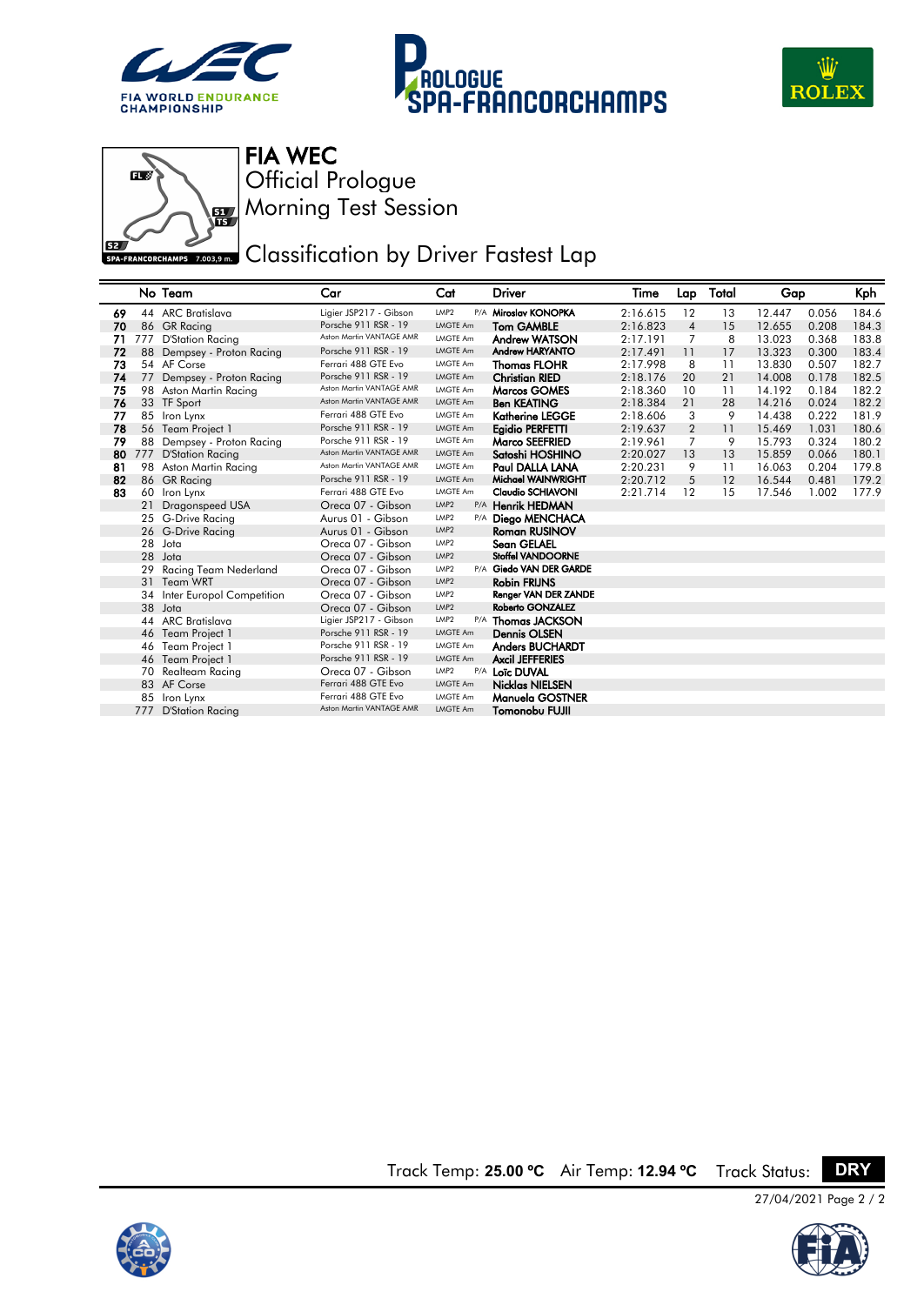# FIA WEC

Official Prologue

Morning Test Session

## Classification by Driver Fastest Lap

| | No | Team | Car | Cat | | Driver | Time | Lap | Total | Gap | | Kph |
|---|---|---|---|---|---|---|---|---|---|---|---|---|
| 69 | 44 | ARC Bratislava | Ligier JSP217 - Gibson | LMP2 | P/A | Miroslav KONOPKA | 2:16.615 | 12 | 13 | 12.447 | 0.056 | 184.6 |
| 70 | 86 | GR Racing | Porsche 911 RSR - 19 | LMGTE Am | | Tom GAMBLE | 2:16.823 | 4 | 15 | 12.655 | 0.208 | 184.3 |
| 71 | 777 | D'Station Racing | Aston Martin VANTAGE AMR | LMGTE Am | | Andrew WATSON | 2:17.191 | 7 | 8 | 13.023 | 0.368 | 183.8 |
| 72 | 88 | Dempsey - Proton Racing | Porsche 911 RSR - 19 | LMGTE Am | | Andrew HARYANTO | 2:17.491 | 11 | 17 | 13.323 | 0.300 | 183.4 |
| 73 | 54 | AF Corse | Ferrari 488 GTE Evo | LMGTE Am | | Thomas FLOHR | 2:17.998 | 8 | 11 | 13.830 | 0.507 | 182.7 |
| 74 | 77 | Dempsey - Proton Racing | Porsche 911 RSR - 19 | LMGTE Am | | Christian RIED | 2:18.176 | 20 | 21 | 14.008 | 0.178 | 182.5 |
| 75 | 98 | Aston Martin Racing | Aston Martin VANTAGE AMR | LMGTE Am | | Marcos GOMES | 2:18.360 | 10 | 11 | 14.192 | 0.184 | 182.2 |
| 76 | 33 | TF Sport | Aston Martin VANTAGE AMR | LMGTE Am | | Ben KEATING | 2:18.384 | 21 | 28 | 14.216 | 0.024 | 182.2 |
| 77 | 85 | Iron Lynx | Ferrari 488 GTE Evo | LMGTE Am | | Katherine LEGGE | 2:18.606 | 3 | 9 | 14.438 | 0.222 | 181.9 |
| 78 | 56 | Team Project 1 | Porsche 911 RSR - 19 | LMGTE Am | | Egidio PERFETTI | 2:19.637 | 2 | 11 | 15.469 | 1.031 | 180.6 |
| 79 | 88 | Dempsey - Proton Racing | Porsche 911 RSR - 19 | LMGTE Am | | Marco SEEFRIED | 2:19.961 | 7 | 9 | 15.793 | 0.324 | 180.2 |
| 80 | 777 | D'Station Racing | Aston Martin VANTAGE AMR | LMGTE Am | | Satoshi HOSHINO | 2:20.027 | 13 | 13 | 15.859 | 0.066 | 180.1 |
| 81 | 98 | Aston Martin Racing | Aston Martin VANTAGE AMR | LMGTE Am | | Paul DALLA LANA | 2:20.231 | 9 | 11 | 16.063 | 0.204 | 179.8 |
| 82 | 86 | GR Racing | Porsche 911 RSR - 19 | LMGTE Am | | Michael WAINWRIGHT | 2:20.712 | 5 | 12 | 16.544 | 0.481 | 179.2 |
| 83 | 60 | Iron Lynx | Ferrari 488 GTE Evo | LMGTE Am | | Claudio SCHIAVONI | 2:21.714 | 12 | 15 | 17.546 | 1.002 | 177.9 |
| | 21 | Dragonspeed USA | Oreca 07 - Gibson | LMP2 | P/A | Henrik HEDMAN | | | | | | |
| | 25 | G-Drive Racing | Aurus 01 - Gibson | LMP2 | P/A | Diego MENCHACA | | | | | | |
| | 26 | G-Drive Racing | Aurus 01 - Gibson | LMP2 | | Roman RUSINOV | | | | | | |
| | 28 | Jota | Oreca 07 - Gibson | LMP2 | | Sean GELAEL | | | | | | |
| | 28 | Jota | Oreca 07 - Gibson | LMP2 | | Stoffel VANDOORNE | | | | | | |
| | 29 | Racing Team Nederland | Oreca 07 - Gibson | LMP2 | P/A | Giedo VAN DER GARDE | | | | | | |
| | 31 | Team WRT | Oreca 07 - Gibson | LMP2 | | Robin FRIJNS | | | | | | |
| | 34 | Inter Europol Competition | Oreca 07 - Gibson | LMP2 | | Renger VAN DER ZANDE | | | | | | |
| | 38 | Jota | Oreca 07 - Gibson | LMP2 | | Roberto GONZALEZ | | | | | | |
| | 44 | ARC Bratislava | Ligier JSP217 - Gibson | LMP2 | P/A | Thomas JACKSON | | | | | | |
| | 46 | Team Project 1 | Porsche 911 RSR - 19 | LMGTE Am | | Dennis OLSEN | | | | | | |
| | 46 | Team Project 1 | Porsche 911 RSR - 19 | LMGTE Am | | Anders BUCHARDT | | | | | | |
| | 46 | Team Project 1 | Porsche 911 RSR - 19 | LMGTE Am | | Axcil JEFFERIES | | | | | | |
| | 70 | Realteam Racing | Oreca 07 - Gibson | LMP2 | P/A | Loïc DUVAL | | | | | | |
| | 83 | AF Corse | Ferrari 488 GTE Evo | LMGTE Am | | Nicklas NIELSEN | | | | | | |
| | 85 | Iron Lynx | Ferrari 488 GTE Evo | LMGTE Am | | Manuela GOSTNER | | | | | | |
| | 777 | D'Station Racing | Aston Martin VANTAGE AMR | LMGTE Am | | Tomonobu FUJII | | | | | | |

Track Temp: **25.00 ºC** Air Temp: **12.94 ºC** Track Status: **DRY**

27/04/2021